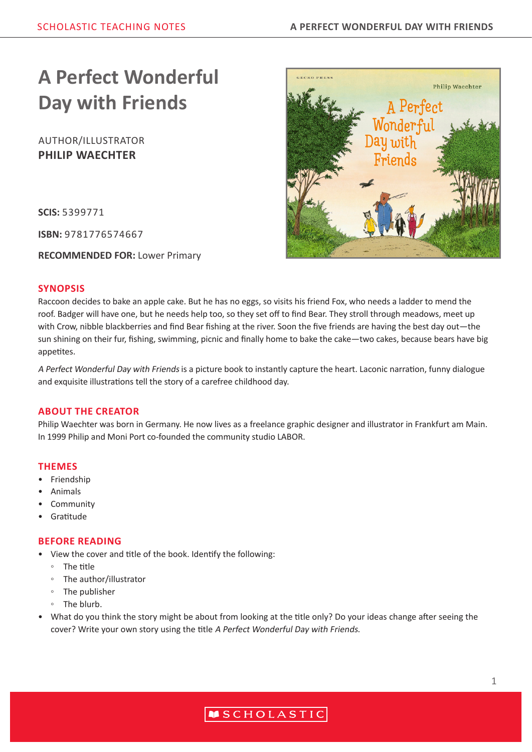# A Perfect Wonderful Day with Friends

AUTHOR/ILLUSTRATOR
**PHILIP WAECHTER**

**SCIS:** 5399771

**ISBN:** 9781776574667

**RECOMMENDED FOR:** Lower Primary

## SYNOPSIS

Raccoon decides to bake an apple cake. But he has no eggs, so visits his friend Fox, who needs a ladder to mend the roof. Badger will have one, but he needs help too, so they set off to find Bear. They stroll through meadows, meet up with Crow, nibble blackberries and find Bear fishing at the river. Soon the five friends are having the best day out—the sun shining on their fur, fishing, swimming, picnic and finally home to bake the cake—two cakes, because bears have big appetites.

*A Perfect Wonderful Day with Friends* is a picture book to instantly capture the heart. Laconic narration, funny dialogue and exquisite illustrations tell the story of a carefree childhood day.

## ABOUT THE CREATOR

Philip Waechter was born in Germany. He now lives as a freelance graphic designer and illustrator in Frankfurt am Main. In 1999 Philip and Moni Port co-founded the community studio LABOR.

## THEMES

- Friendship
- Animals
- Community
- Gratitude

## BEFORE READING

- View the cover and title of the book. Identify the following:
  - The title
  - The author/illustrator
  - The publisher
  - The blurb.
- What do you think the story might be about from looking at the title only? Do your ideas change after seeing the cover? Write your own story using the title *A Perfect Wonderful Day with Friends*.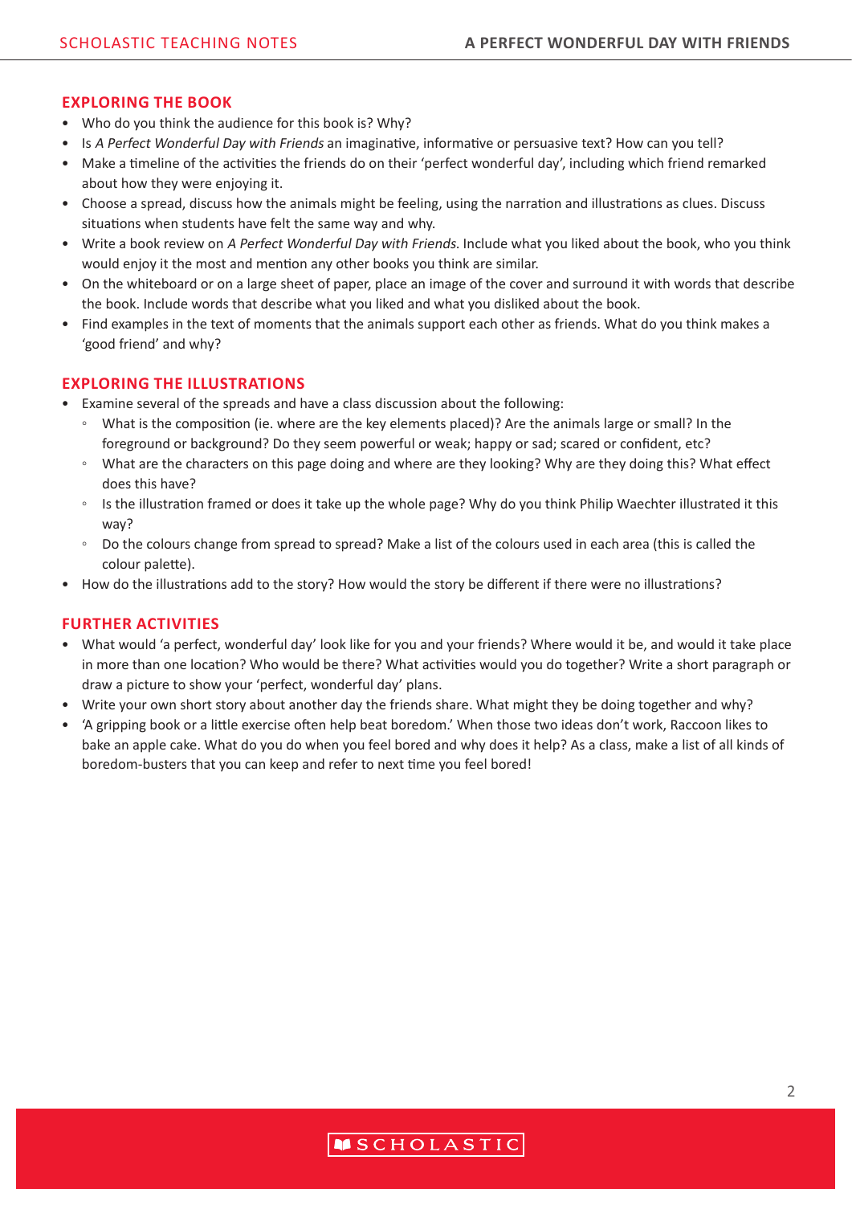## EXPLORING THE BOOK

- Who do you think the audience for this book is? Why?
- Is *A Perfect Wonderful Day with Friends* an imaginative, informative or persuasive text? How can you tell?
- Make a timeline of the activities the friends do on their 'perfect wonderful day', including which friend remarked about how they were enjoying it.
- Choose a spread, discuss how the animals might be feeling, using the narration and illustrations as clues. Discuss situations when students have felt the same way and why.
- Write a book review on *A Perfect Wonderful Day with Friends*. Include what you liked about the book, who you think would enjoy it the most and mention any other books you think are similar.
- On the whiteboard or on a large sheet of paper, place an image of the cover and surround it with words that describe the book. Include words that describe what you liked and what you disliked about the book.
- Find examples in the text of moments that the animals support each other as friends. What do you think makes a 'good friend' and why?

## EXPLORING THE ILLUSTRATIONS

- Examine several of the spreads and have a class discussion about the following:
  - What is the composition (ie. where are the key elements placed)? Are the animals large or small? In the foreground or background? Do they seem powerful or weak; happy or sad; scared or confident, etc?
  - What are the characters on this page doing and where are they looking? Why are they doing this? What effect does this have?
  - Is the illustration framed or does it take up the whole page? Why do you think Philip Waechter illustrated it this way?
  - Do the colours change from spread to spread? Make a list of the colours used in each area (this is called the colour palette).
- How do the illustrations add to the story? How would the story be different if there were no illustrations?

## FURTHER ACTIVITIES

- What would 'a perfect, wonderful day' look like for you and your friends? Where would it be, and would it take place in more than one location? Who would be there? What activities would you do together? Write a short paragraph or draw a picture to show your 'perfect, wonderful day' plans.
- Write your own short story about another day the friends share. What might they be doing together and why?
- 'A gripping book or a little exercise often help beat boredom.' When those two ideas don't work, Raccoon likes to bake an apple cake. What do you do when you feel bored and why does it help? As a class, make a list of all kinds of boredom-busters that you can keep and refer to next time you feel bored!